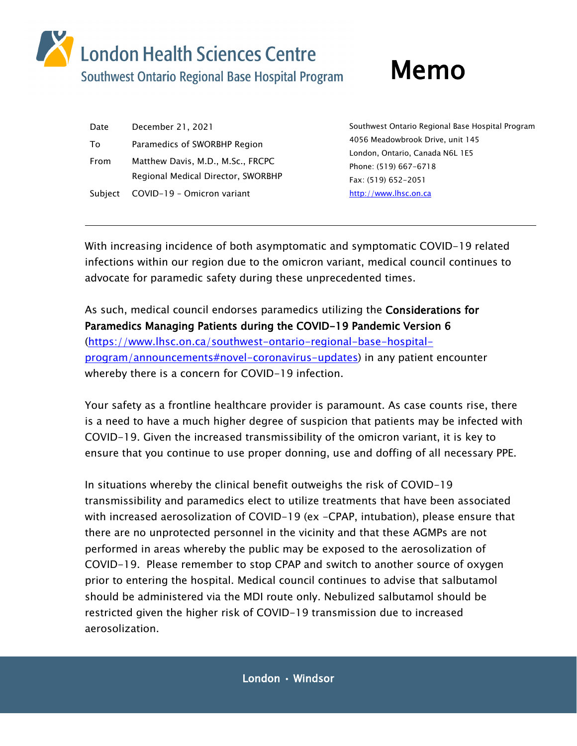# London Health Sciences Centre

## Southwest Ontario Regional Base Hospital Program

# Memo

| | |
|---|---|
| Date | December 21, 2021 |
| To | Paramedics of SWORBHP Region |
| From | Matthew Davis, M.D., M.Sc., FRCPC<br>Regional Medical Director, SWORBHP |
| Subject | COVID-19 – Omicron variant |

Southwest Ontario Regional Base Hospital Program
4056 Meadowbrook Drive, unit 145
London, Ontario, Canada N6L 1E5
Phone: (519) 667-6718
Fax: (519) 652-2051
http://www.lhsc.on.ca

---

With increasing incidence of both asymptomatic and symptomatic COVID-19 related infections within our region due to the omicron variant, medical council continues to advocate for paramedic safety during these unprecedented times.

As such, medical council endorses paramedics utilizing the **Considerations for Paramedics Managing Patients during the COVID-19 Pandemic Version 6** (https://www.lhsc.on.ca/southwest-ontario-regional-base-hospital-program/announcements#novel-coronavirus-updates) in any patient encounter whereby there is a concern for COVID-19 infection.

Your safety as a frontline healthcare provider is paramount. As case counts rise, there is a need to have a much higher degree of suspicion that patients may be infected with COVID-19. Given the increased transmissibility of the omicron variant, it is key to ensure that you continue to use proper donning, use and doffing of all necessary PPE.

In situations whereby the clinical benefit outweighs the risk of COVID-19 transmissibility and paramedics elect to utilize treatments that have been associated with increased aerosolization of COVID-19 (ex –CPAP, intubation), please ensure that there are no unprotected personnel in the vicinity and that these AGMPs are not performed in areas whereby the public may be exposed to the aerosolization of COVID-19. Please remember to stop CPAP and switch to another source of oxygen prior to entering the hospital. Medical council continues to advise that salbutamol should be administered via the MDI route only. Nebulized salbutamol should be restricted given the higher risk of COVID-19 transmission due to increased aerosolization.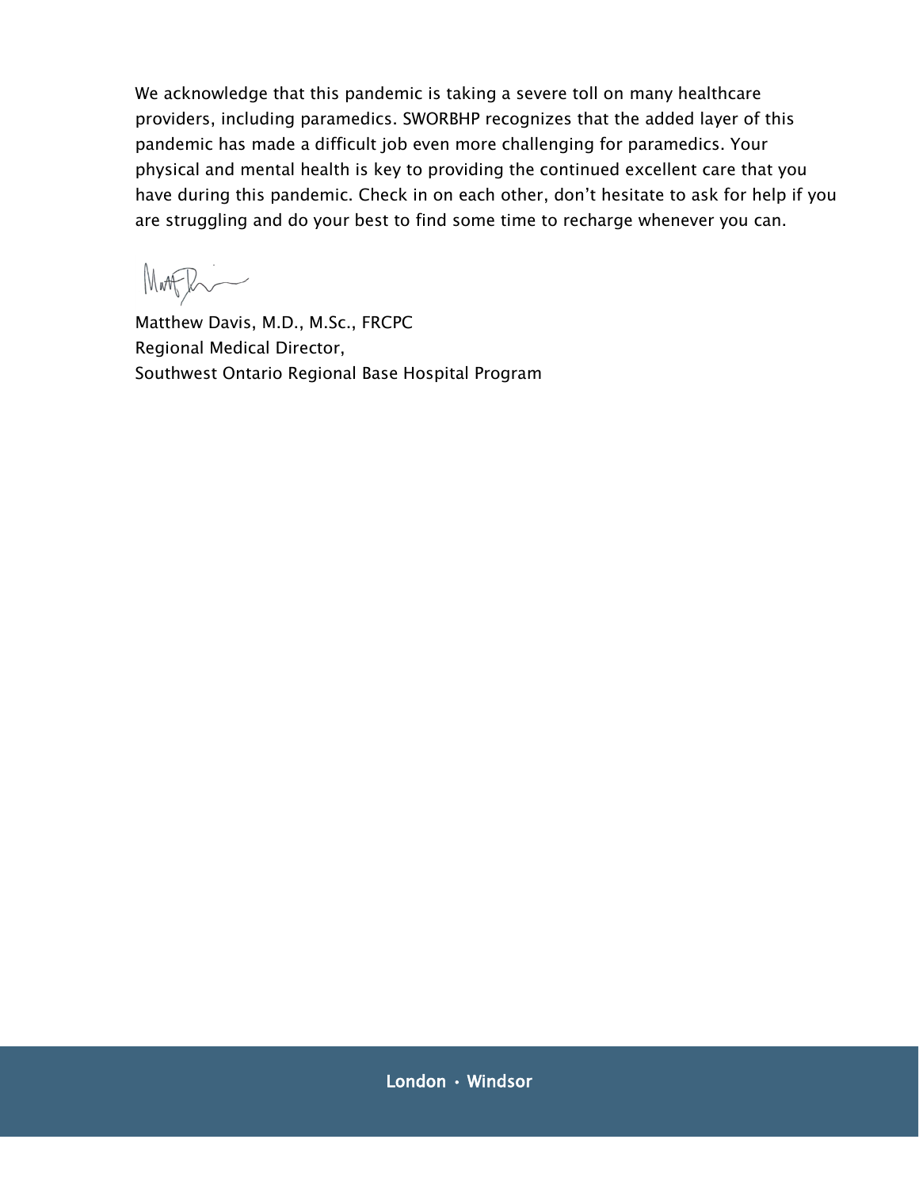We acknowledge that this pandemic is taking a severe toll on many healthcare providers, including paramedics. SWORBHP recognizes that the added layer of this pandemic has made a difficult job even more challenging for paramedics. Your physical and mental health is key to providing the continued excellent care that you have during this pandemic. Check in on each other, don't hesitate to ask for help if you are struggling and do your best to find some time to recharge whenever you can.

Matthew Davis, M.D., M.Sc., FRCPC
Regional Medical Director,
Southwest Ontario Regional Base Hospital Program